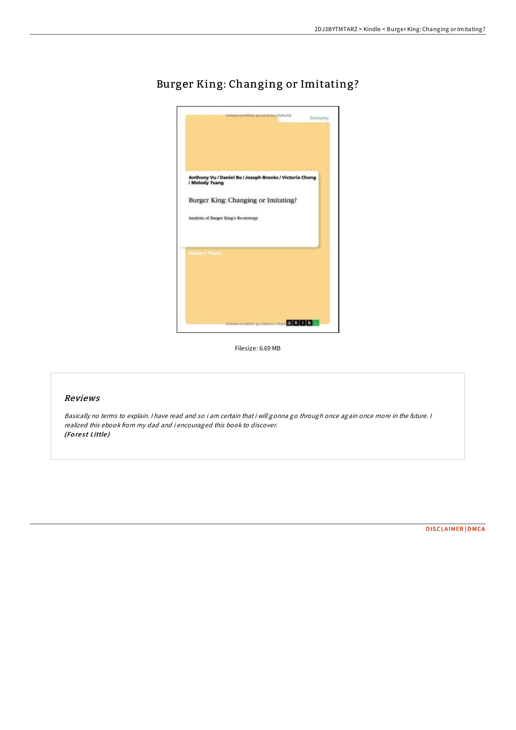# Burger King: Changing or Imitating?

Anthony Vu / Daniel Bo / Joseph Brooks / Victoria Cheng / Melody Tsang

Burger King: Changing or Imitating?

Analysis of Burger King's Re-strategy

Filesize: 6.69 MB

## Reviews

*Basically no terms to explain. I have read and so i am certain that i will gonna go through once again once more in the future. I realized this ebook from my dad and i encouraged this book to discover.*
***(Forest Little)***

DISCLAIMER | DMCA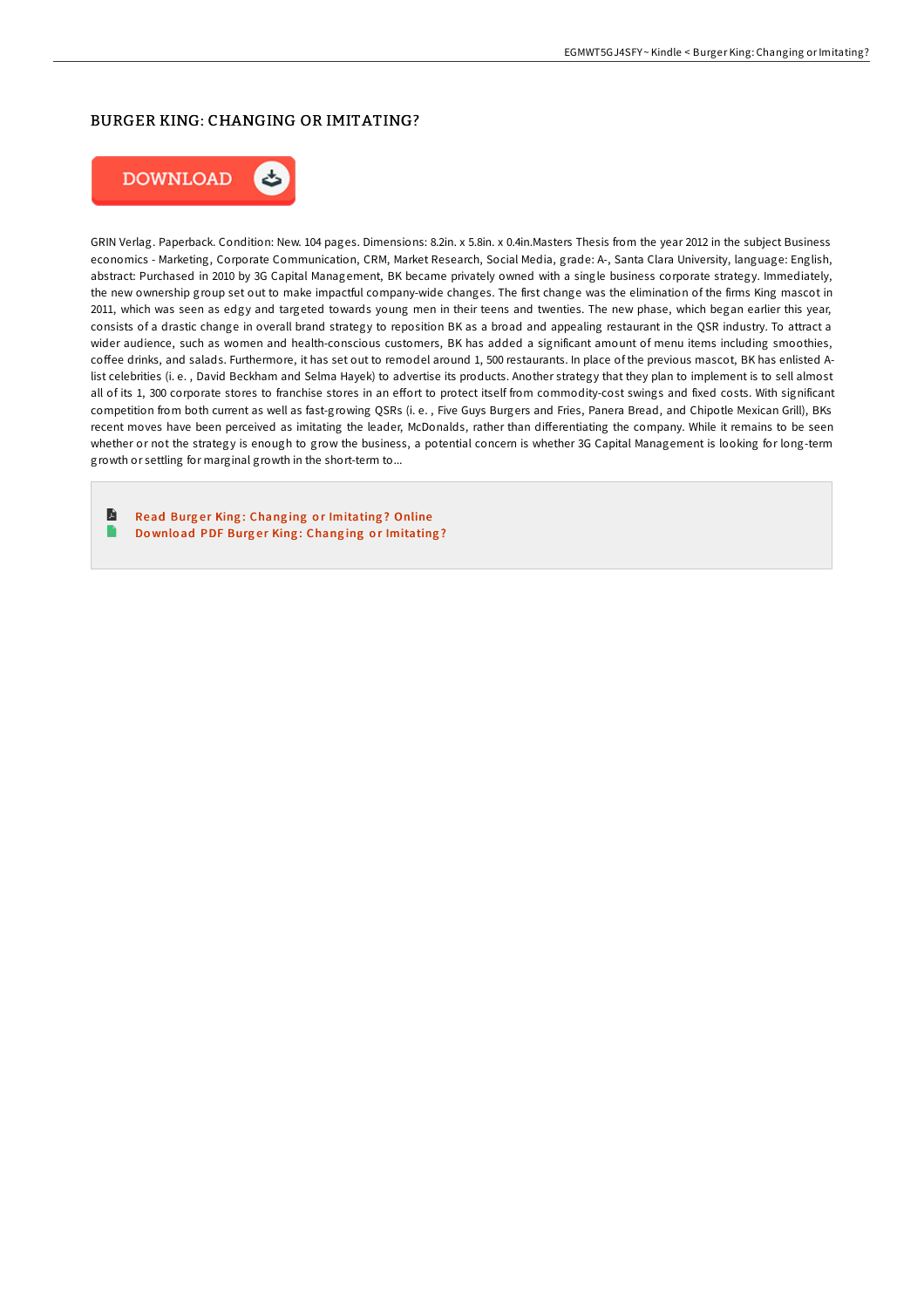# BURGER KING: CHANGING OR IMITATING?

DOWNLOAD

GRIN Verlag. Paperback. Condition: New. 104 pages. Dimensions: 8.2in. x 5.8in. x 0.4in.Masters Thesis from the year 2012 in the subject Business economics - Marketing, Corporate Communication, CRM, Market Research, Social Media, grade: A-, Santa Clara University, language: English, abstract: Purchased in 2010 by 3G Capital Management, BK became privately owned with a single business corporate strategy. Immediately, the new ownership group set out to make impactful company-wide changes. The first change was the elimination of the firms King mascot in 2011, which was seen as edgy and targeted towards young men in their teens and twenties. The new phase, which began earlier this year, consists of a drastic change in overall brand strategy to reposition BK as a broad and appealing restaurant in the QSR industry. To attract a wider audience, such as women and health-conscious customers, BK has added a significant amount of menu items including smoothies, coffee drinks, and salads. Furthermore, it has set out to remodel around 1, 500 restaurants. In place of the previous mascot, BK has enlisted A-list celebrities (i. e. , David Beckham and Selma Hayek) to advertise its products. Another strategy that they plan to implement is to sell almost all of its 1, 300 corporate stores to franchise stores in an effort to protect itself from commodity-cost swings and fixed costs. With significant competition from both current as well as fast-growing QSRs (i. e. , Five Guys Burgers and Fries, Panera Bread, and Chipotle Mexican Grill), BKs recent moves have been perceived as imitating the leader, McDonalds, rather than differentiating the company. While it remains to be seen whether or not the strategy is enough to grow the business, a potential concern is whether 3G Capital Management is looking for long-term growth or settling for marginal growth in the short-term to...

- Read Burger King: Changing or Imitating? Online
- Download PDF Burger King: Changing or Imitating?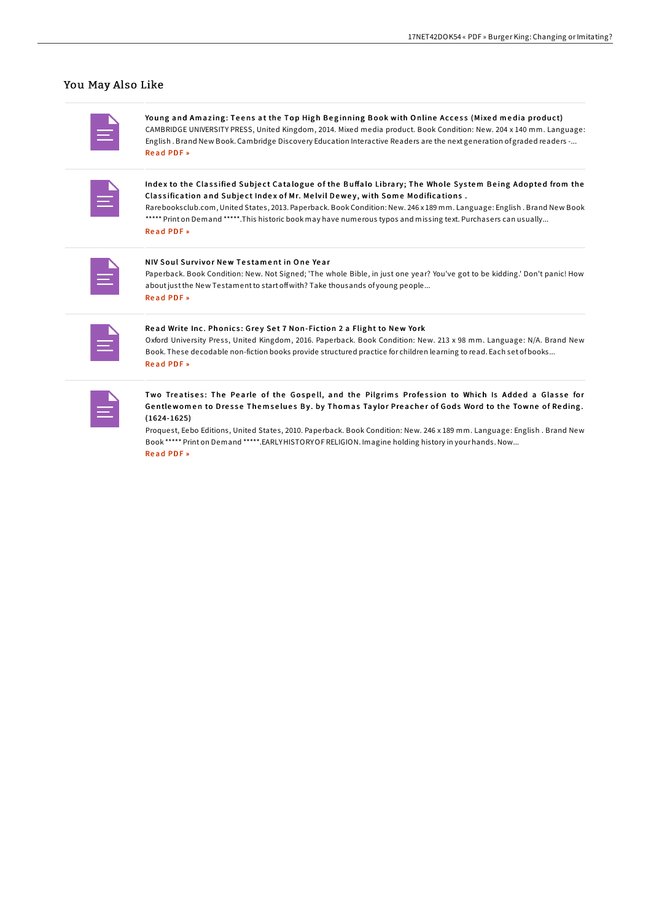## You May Also Like

**Young and Amazing: Teens at the Top High Beginning Book with Online Access (Mixed media product)**
CAMBRIDGE UNIVERSITY PRESS, United Kingdom, 2014. Mixed media product. Book Condition: New. 204 x 140 mm. Language: English . Brand New Book. Cambridge Discovery Education Interactive Readers are the next generation of graded readers -...
Read PDF »

**Index to the Classified Subject Catalogue of the Buffalo Library; The Whole System Being Adopted from the Classification and Subject Index of Mr. Melvil Dewey, with Some Modifications .**
Rarebooksclub.com, United States, 2013. Paperback. Book Condition: New. 246 x 189 mm. Language: English . Brand New Book ***** Print on Demand *****.This historic book may have numerous typos and missing text. Purchasers can usually...
Read PDF »

**NIV Soul Survivor New Testament in One Year**
Paperback. Book Condition: New. Not Signed; 'The whole Bible, in just one year? You've got to be kidding.' Don't panic! How about just the New Testament to start off with? Take thousands of young people...
Read PDF »

**Read Write Inc. Phonics: Grey Set 7 Non-Fiction 2 a Flight to New York**
Oxford University Press, United Kingdom, 2016. Paperback. Book Condition: New. 213 x 98 mm. Language: N/A. Brand New Book. These decodable non-fiction books provide structured practice for children learning to read. Each set of books...
Read PDF »

**Two Treatises: The Pearle of the Gospell, and the Pilgrims Profession to Which Is Added a Glasse for Gentlewomen to Dresse Themselues By. by Thomas Taylor Preacher of Gods Word to the Towne of Reding. (1624-1625)**
Proquest, Eebo Editions, United States, 2010. Paperback. Book Condition: New. 246 x 189 mm. Language: English . Brand New Book ***** Print on Demand *****.EARLY HISTORY OF RELIGION. Imagine holding history in your hands. Now...
Read PDF »